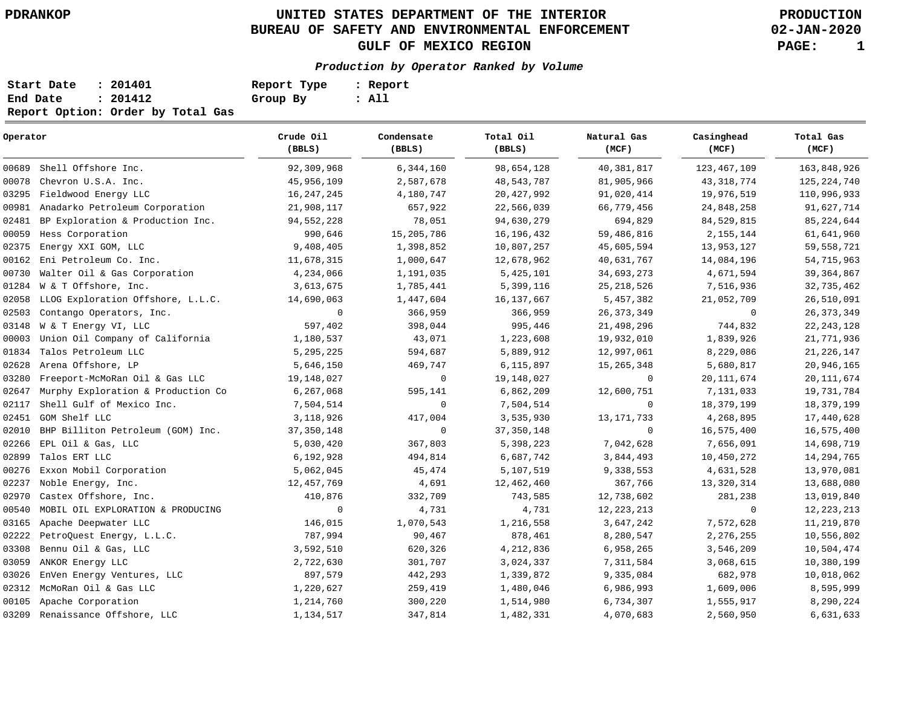PDRANKOP

# UNITED STATES DEPARTMENT OF THE INTERIOR
## BUREAU OF SAFETY AND ENVIRONMENTAL ENFORCEMENT
## GULF OF MEXICO REGION

PRODUCTION
02-JAN-2020

***Production by Operator Ranked by Volume***

**Start Date : 201401** **Report Type : Report**
**End Date : 201412** **Group By : All**
**Report Option: Order by Total Gas**

| Operator | Crude Oil (BBLS) | Condensate (BBLS) | Total Oil (BBLS) | Natural Gas (MCF) | Casinghead (MCF) | Total Gas (MCF) |
|---|---|---|---|---|---|---|
| 00689 Shell Offshore Inc. | 92,309,968 | 6,344,160 | 98,654,128 | 40,381,817 | 123,467,109 | 163,848,926 |
| 00078 Chevron U.S.A. Inc. | 45,956,109 | 2,587,678 | 48,543,787 | 81,905,966 | 43,318,774 | 125,224,740 |
| 03295 Fieldwood Energy LLC | 16,247,245 | 4,180,747 | 20,427,992 | 91,020,414 | 19,976,519 | 110,996,933 |
| 00981 Anadarko Petroleum Corporation | 21,908,117 | 657,922 | 22,566,039 | 66,779,456 | 24,848,258 | 91,627,714 |
| 02481 BP Exploration & Production Inc. | 94,552,228 | 78,051 | 94,630,279 | 694,829 | 84,529,815 | 85,224,644 |
| 00059 Hess Corporation | 990,646 | 15,205,786 | 16,196,432 | 59,486,816 | 2,155,144 | 61,641,960 |
| 02375 Energy XXI GOM, LLC | 9,408,405 | 1,398,852 | 10,807,257 | 45,605,594 | 13,953,127 | 59,558,721 |
| 00162 Eni Petroleum Co. Inc. | 11,678,315 | 1,000,647 | 12,678,962 | 40,631,767 | 14,084,196 | 54,715,963 |
| 00730 Walter Oil & Gas Corporation | 4,234,066 | 1,191,035 | 5,425,101 | 34,693,273 | 4,671,594 | 39,364,867 |
| 01284 W & T Offshore, Inc. | 3,613,675 | 1,785,441 | 5,399,116 | 25,218,526 | 7,516,936 | 32,735,462 |
| 02058 LLOG Exploration Offshore, L.L.C. | 14,690,063 | 1,447,604 | 16,137,667 | 5,457,382 | 21,052,709 | 26,510,091 |
| 02503 Contango Operators, Inc. | 0 | 366,959 | 366,959 | 26,373,349 | 0 | 26,373,349 |
| 03148 W & T Energy VI, LLC | 597,402 | 398,044 | 995,446 | 21,498,296 | 744,832 | 22,243,128 |
| 00003 Union Oil Company of California | 1,180,537 | 43,071 | 1,223,608 | 19,932,010 | 1,839,926 | 21,771,936 |
| 01834 Talos Petroleum LLC | 5,295,225 | 594,687 | 5,889,912 | 12,997,061 | 8,229,086 | 21,226,147 |
| 02628 Arena Offshore, LP | 5,646,150 | 469,747 | 6,115,897 | 15,265,348 | 5,680,817 | 20,946,165 |
| 03280 Freeport-McMoRan Oil & Gas LLC | 19,148,027 | 0 | 19,148,027 | 0 | 20,111,674 | 20,111,674 |
| 02647 Murphy Exploration & Production Co | 6,267,068 | 595,141 | 6,862,209 | 12,600,751 | 7,131,033 | 19,731,784 |
| 02117 Shell Gulf of Mexico Inc. | 7,504,514 | 0 | 7,504,514 | 0 | 18,379,199 | 18,379,199 |
| 02451 GOM Shelf LLC | 3,118,926 | 417,004 | 3,535,930 | 13,171,733 | 4,268,895 | 17,440,628 |
| 02010 BHP Billiton Petroleum (GOM) Inc. | 37,350,148 | 0 | 37,350,148 | 0 | 16,575,400 | 16,575,400 |
| 02266 EPL Oil & Gas, LLC | 5,030,420 | 367,803 | 5,398,223 | 7,042,628 | 7,656,091 | 14,698,719 |
| 02899 Talos ERT LLC | 6,192,928 | 494,814 | 6,687,742 | 3,844,493 | 10,450,272 | 14,294,765 |
| 00276 Exxon Mobil Corporation | 5,062,045 | 45,474 | 5,107,519 | 9,338,553 | 4,631,528 | 13,970,081 |
| 02237 Noble Energy, Inc. | 12,457,769 | 4,691 | 12,462,460 | 367,766 | 13,320,314 | 13,688,080 |
| 02970 Castex Offshore, Inc. | 410,876 | 332,709 | 743,585 | 12,738,602 | 281,238 | 13,019,840 |
| 00540 MOBIL OIL EXPLORATION & PRODUCING | 0 | 4,731 | 4,731 | 12,223,213 | 0 | 12,223,213 |
| 03165 Apache Deepwater LLC | 146,015 | 1,070,543 | 1,216,558 | 3,647,242 | 7,572,628 | 11,219,870 |
| 02222 PetroQuest Energy, L.L.C. | 787,994 | 90,467 | 878,461 | 8,280,547 | 2,276,255 | 10,556,802 |
| 03308 Bennu Oil & Gas, LLC | 3,592,510 | 620,326 | 4,212,836 | 6,958,265 | 3,546,209 | 10,504,474 |
| 03059 ANKOR Energy LLC | 2,722,630 | 301,707 | 3,024,337 | 7,311,584 | 3,068,615 | 10,380,199 |
| 03026 EnVen Energy Ventures, LLC | 897,579 | 442,293 | 1,339,872 | 9,335,084 | 682,978 | 10,018,062 |
| 02312 McMoRan Oil & Gas LLC | 1,220,627 | 259,419 | 1,480,046 | 6,986,993 | 1,609,006 | 8,595,999 |
| 00105 Apache Corporation | 1,214,760 | 300,220 | 1,514,980 | 6,734,307 | 1,555,917 | 8,290,224 |
| 03209 Renaissance Offshore, LLC | 1,134,517 | 347,814 | 1,482,331 | 4,070,683 | 2,560,950 | 6,631,633 |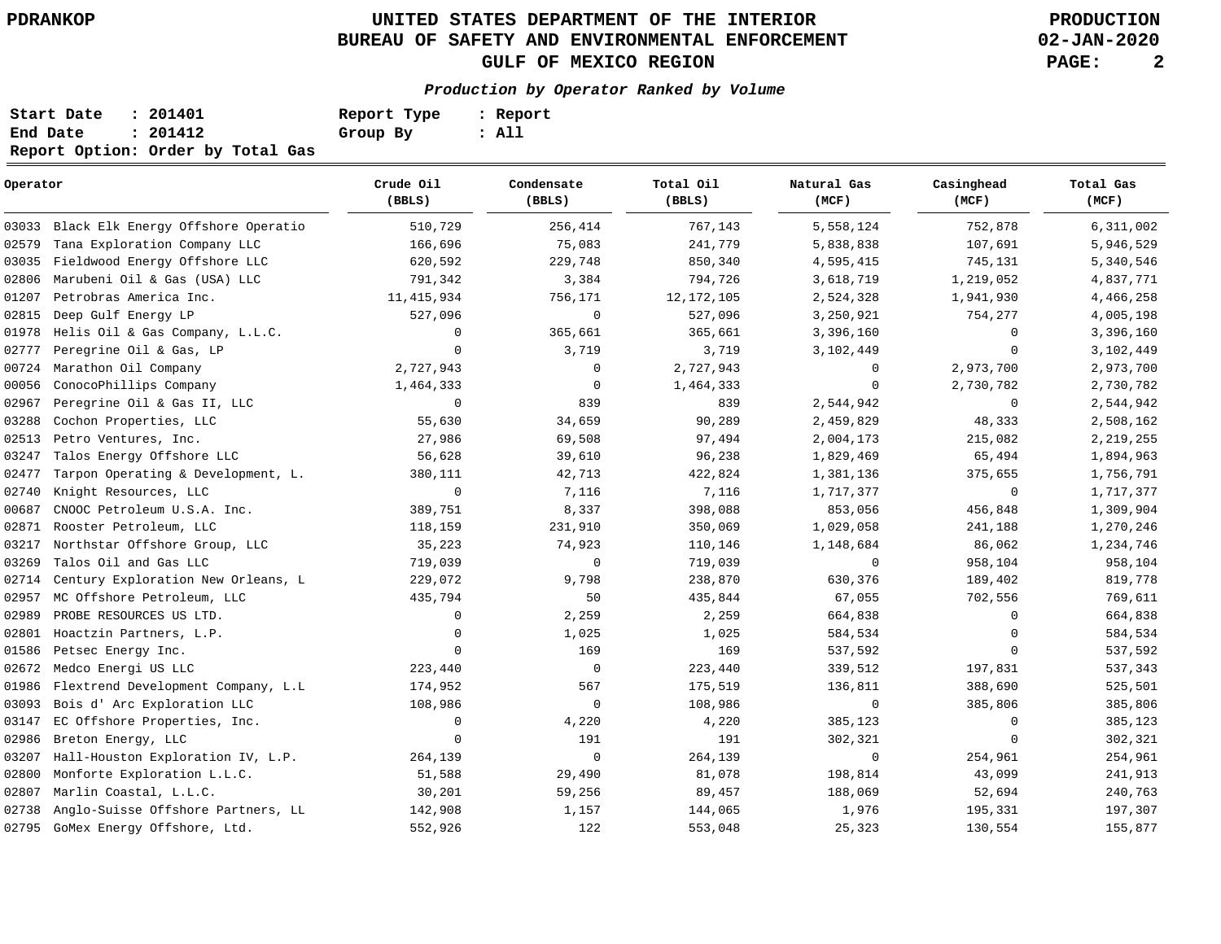PDRANKOP

# UNITED STATES DEPARTMENT OF THE INTERIOR
## BUREAU OF SAFETY AND ENVIRONMENTAL ENFORCEMENT
## GULF OF MEXICO REGION

PRODUCTION
02-JAN-2020

***Production by Operator Ranked by Volume***

**Start Date : 201401** **Report Type : Report**
**End Date : 201412** **Group By : All**
**Report Option: Order by Total Gas**

| Operator | Crude Oil (BBLS) | Condensate (BBLS) | Total Oil (BBLS) | Natural Gas (MCF) | Casinghead (MCF) | Total Gas (MCF) |
|---|---|---|---|---|---|---|
| 03033 Black Elk Energy Offshore Operatio | 510,729 | 256,414 | 767,143 | 5,558,124 | 752,878 | 6,311,002 |
| 02579 Tana Exploration Company LLC | 166,696 | 75,083 | 241,779 | 5,838,838 | 107,691 | 5,946,529 |
| 03035 Fieldwood Energy Offshore LLC | 620,592 | 229,748 | 850,340 | 4,595,415 | 745,131 | 5,340,546 |
| 02806 Marubeni Oil & Gas (USA) LLC | 791,342 | 3,384 | 794,726 | 3,618,719 | 1,219,052 | 4,837,771 |
| 01207 Petrobras America Inc. | 11,415,934 | 756,171 | 12,172,105 | 2,524,328 | 1,941,930 | 4,466,258 |
| 02815 Deep Gulf Energy LP | 527,096 | 0 | 527,096 | 3,250,921 | 754,277 | 4,005,198 |
| 01978 Helis Oil & Gas Company, L.L.C. | 0 | 365,661 | 365,661 | 3,396,160 | 0 | 3,396,160 |
| 02777 Peregrine Oil & Gas, LP | 0 | 3,719 | 3,719 | 3,102,449 | 0 | 3,102,449 |
| 00724 Marathon Oil Company | 2,727,943 | 0 | 2,727,943 | 0 | 2,973,700 | 2,973,700 |
| 00056 ConocoPhillips Company | 1,464,333 | 0 | 1,464,333 | 0 | 2,730,782 | 2,730,782 |
| 02967 Peregrine Oil & Gas II, LLC | 0 | 839 | 839 | 2,544,942 | 0 | 2,544,942 |
| 03288 Cochon Properties, LLC | 55,630 | 34,659 | 90,289 | 2,459,829 | 48,333 | 2,508,162 |
| 02513 Petro Ventures, Inc. | 27,986 | 69,508 | 97,494 | 2,004,173 | 215,082 | 2,219,255 |
| 03247 Talos Energy Offshore LLC | 56,628 | 39,610 | 96,238 | 1,829,469 | 65,494 | 1,894,963 |
| 02477 Tarpon Operating & Development, L. | 380,111 | 42,713 | 422,824 | 1,381,136 | 375,655 | 1,756,791 |
| 02740 Knight Resources, LLC | 0 | 7,116 | 7,116 | 1,717,377 | 0 | 1,717,377 |
| 00687 CNOOC Petroleum U.S.A. Inc. | 389,751 | 8,337 | 398,088 | 853,056 | 456,848 | 1,309,904 |
| 02871 Rooster Petroleum, LLC | 118,159 | 231,910 | 350,069 | 1,029,058 | 241,188 | 1,270,246 |
| 03217 Northstar Offshore Group, LLC | 35,223 | 74,923 | 110,146 | 1,148,684 | 86,062 | 1,234,746 |
| 03269 Talos Oil and Gas LLC | 719,039 | 0 | 719,039 | 0 | 958,104 | 958,104 |
| 02714 Century Exploration New Orleans, L | 229,072 | 9,798 | 238,870 | 630,376 | 189,402 | 819,778 |
| 02957 MC Offshore Petroleum, LLC | 435,794 | 50 | 435,844 | 67,055 | 702,556 | 769,611 |
| 02989 PROBE RESOURCES US LTD. | 0 | 2,259 | 2,259 | 664,838 | 0 | 664,838 |
| 02801 Hoactzin Partners, L.P. | 0 | 1,025 | 1,025 | 584,534 | 0 | 584,534 |
| 01586 Petsec Energy Inc. | 0 | 169 | 169 | 537,592 | 0 | 537,592 |
| 02672 Medco Energi US LLC | 223,440 | 0 | 223,440 | 339,512 | 197,831 | 537,343 |
| 01986 Flextrend Development Company, L.L | 174,952 | 567 | 175,519 | 136,811 | 388,690 | 525,501 |
| 03093 Bois d' Arc Exploration LLC | 108,986 | 0 | 108,986 | 0 | 385,806 | 385,806 |
| 03147 EC Offshore Properties, Inc. | 0 | 4,220 | 4,220 | 385,123 | 0 | 385,123 |
| 02986 Breton Energy, LLC | 0 | 191 | 191 | 302,321 | 0 | 302,321 |
| 03207 Hall-Houston Exploration IV, L.P. | 264,139 | 0 | 264,139 | 0 | 254,961 | 254,961 |
| 02800 Monforte Exploration L.L.C. | 51,588 | 29,490 | 81,078 | 198,814 | 43,099 | 241,913 |
| 02807 Marlin Coastal, L.L.C. | 30,201 | 59,256 | 89,457 | 188,069 | 52,694 | 240,763 |
| 02738 Anglo-Suisse Offshore Partners, LL | 142,908 | 1,157 | 144,065 | 1,976 | 195,331 | 197,307 |
| 02795 GoMex Energy Offshore, Ltd. | 552,926 | 122 | 553,048 | 25,323 | 130,554 | 155,877 |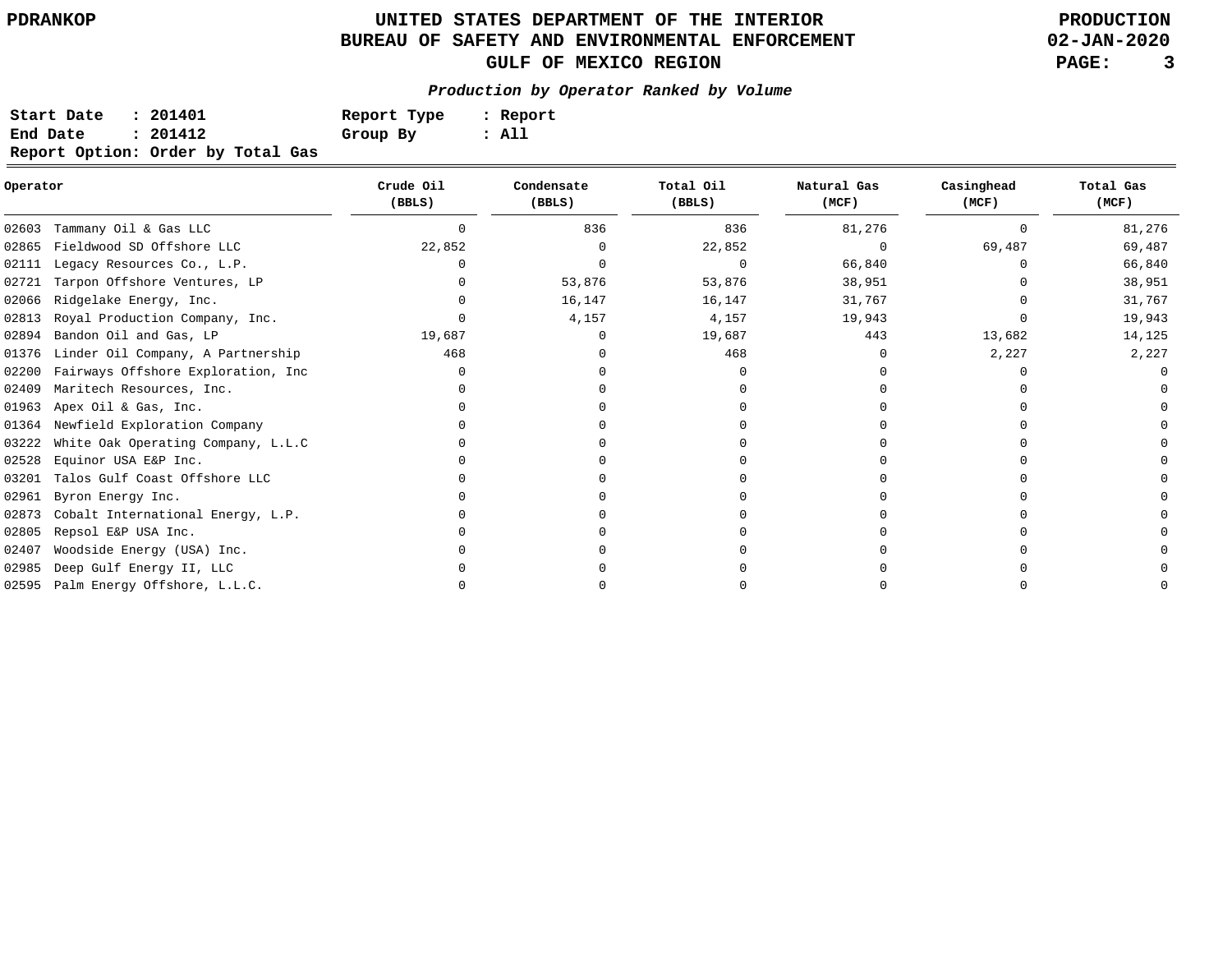PDRANKOP

# UNITED STATES DEPARTMENT OF THE INTERIOR
## BUREAU OF SAFETY AND ENVIRONMENTAL ENFORCEMENT
## GULF OF MEXICO REGION

**PRODUCTION**
**02-JAN-2020**

***Production by Operator Ranked by Volume***

**Start Date : 201401**
**End Date : 201412**
**Report Option: Order by Total Gas**

**Report Type : Report**
**Group By : All**

| Operator | Crude Oil (BBLS) | Condensate (BBLS) | Total Oil (BBLS) | Natural Gas (MCF) | Casinghead (MCF) | Total Gas (MCF) |
|---|---|---|---|---|---|---|
| 02603 Tammany Oil & Gas LLC | 0 | 836 | 836 | 81,276 | 0 | 81,276 |
| 02865 Fieldwood SD Offshore LLC | 22,852 | 0 | 22,852 | 0 | 69,487 | 69,487 |
| 02111 Legacy Resources Co., L.P. | 0 | 0 | 0 | 66,840 | 0 | 66,840 |
| 02721 Tarpon Offshore Ventures, LP | 0 | 53,876 | 53,876 | 38,951 | 0 | 38,951 |
| 02066 Ridgelake Energy, Inc. | 0 | 16,147 | 16,147 | 31,767 | 0 | 31,767 |
| 02813 Royal Production Company, Inc. | 0 | 4,157 | 4,157 | 19,943 | 0 | 19,943 |
| 02894 Bandon Oil and Gas, LP | 19,687 | 0 | 19,687 | 443 | 13,682 | 14,125 |
| 01376 Linder Oil Company, A Partnership | 468 | 0 | 468 | 0 | 2,227 | 2,227 |
| 02200 Fairways Offshore Exploration, Inc | 0 | 0 | 0 | 0 | 0 | 0 |
| 02409 Maritech Resources, Inc. | 0 | 0 | 0 | 0 | 0 | 0 |
| 01963 Apex Oil & Gas, Inc. | 0 | 0 | 0 | 0 | 0 | 0 |
| 01364 Newfield Exploration Company | 0 | 0 | 0 | 0 | 0 | 0 |
| 03222 White Oak Operating Company, L.L.C | 0 | 0 | 0 | 0 | 0 | 0 |
| 02528 Equinor USA E&P Inc. | 0 | 0 | 0 | 0 | 0 | 0 |
| 03201 Talos Gulf Coast Offshore LLC | 0 | 0 | 0 | 0 | 0 | 0 |
| 02961 Byron Energy Inc. | 0 | 0 | 0 | 0 | 0 | 0 |
| 02873 Cobalt International Energy, L.P. | 0 | 0 | 0 | 0 | 0 | 0 |
| 02805 Repsol E&P USA Inc. | 0 | 0 | 0 | 0 | 0 | 0 |
| 02407 Woodside Energy (USA) Inc. | 0 | 0 | 0 | 0 | 0 | 0 |
| 02985 Deep Gulf Energy II, LLC | 0 | 0 | 0 | 0 | 0 | 0 |
| 02595 Palm Energy Offshore, L.L.C. | 0 | 0 | 0 | 0 | 0 | 0 |